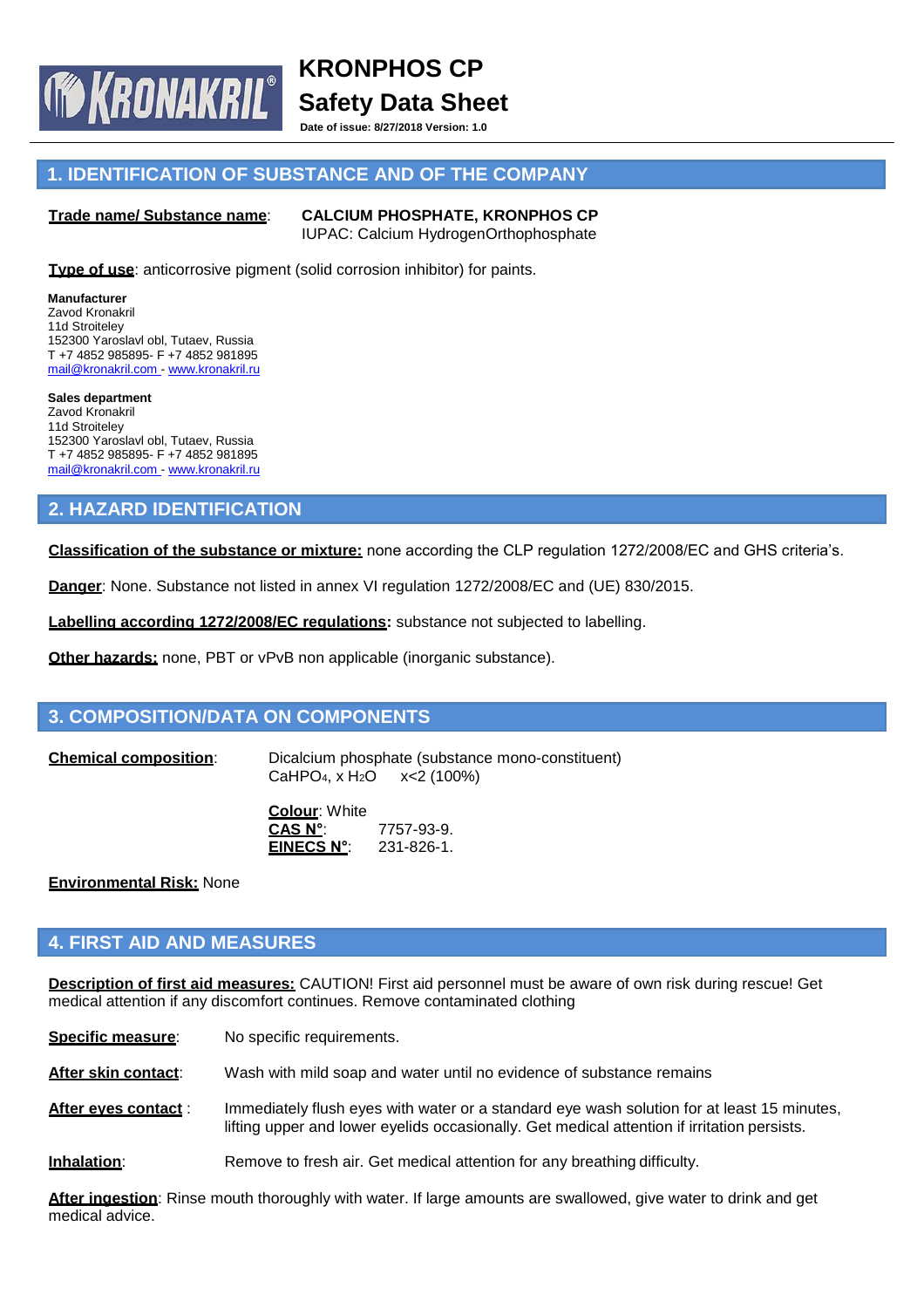**KRONAKRIL®**

# KRONPHOS CP
# Safety Data Sheet

**Date of issue: 8/27/2018 Version: 1.0**

## 1. IDENTIFICATION OF SUBSTANCE AND OF THE COMPANY

**Trade name/ Substance name**: **CALCIUM PHOSPHATE, KRONPHOS CP**
IUPAC: Calcium HydrogenOrthophosphate

**Type of use**: anticorrosive pigment (solid corrosion inhibitor) for paints.

**Manufacturer**
Zavod Kronakril
11d Stroiteley
152300 Yaroslavl obl, Tutaev, Russia
T +7 4852 985895- F +7 4852 981895
mail@kronakril.com - www.kronakril.ru

**Sales department**
Zavod Kronakril
11d Stroiteley
152300 Yaroslavl obl, Tutaev, Russia
T +7 4852 985895- F +7 4852 981895
mail@kronakril.com - www.kronakril.ru

## 2. HAZARD IDENTIFICATION

**Classification of the substance or mixture:** none according the CLP regulation 1272/2008/EC and GHS criteria's.

**Danger**: None. Substance not listed in annex VI regulation 1272/2008/EC and (UE) 830/2015.

**Labelling according 1272/2008/EC regulations:** substance not subjected to labelling.

**Other hazards:** none, PBT or vPvB non applicable (inorganic substance).

## 3. COMPOSITION/DATA ON COMPONENTS

**Chemical composition**: Dicalcium phosphate (substance mono-constituent)
$CaHPO_4$, x $H_2O$  x<2 (100%)

**Colour**: White
**CAS N°**: 7757-93-9.
**EINECS N°**: 231-826-1.

**Environmental Risk:** None

## 4. FIRST AID AND MEASURES

**Description of first aid measures:** CAUTION! First aid personnel must be aware of own risk during rescue! Get medical attention if any discomfort continues. Remove contaminated clothing

**Specific measure**: No specific requirements.

**After skin contact**: Wash with mild soap and water until no evidence of substance remains

**After eyes contact** : Immediately flush eyes with water or a standard eye wash solution for at least 15 minutes, lifting upper and lower eyelids occasionally. Get medical attention if irritation persists.

**Inhalation**: Remove to fresh air. Get medical attention for any breathing difficulty.

**After ingestion**: Rinse mouth thoroughly with water. If large amounts are swallowed, give water to drink and get medical advice.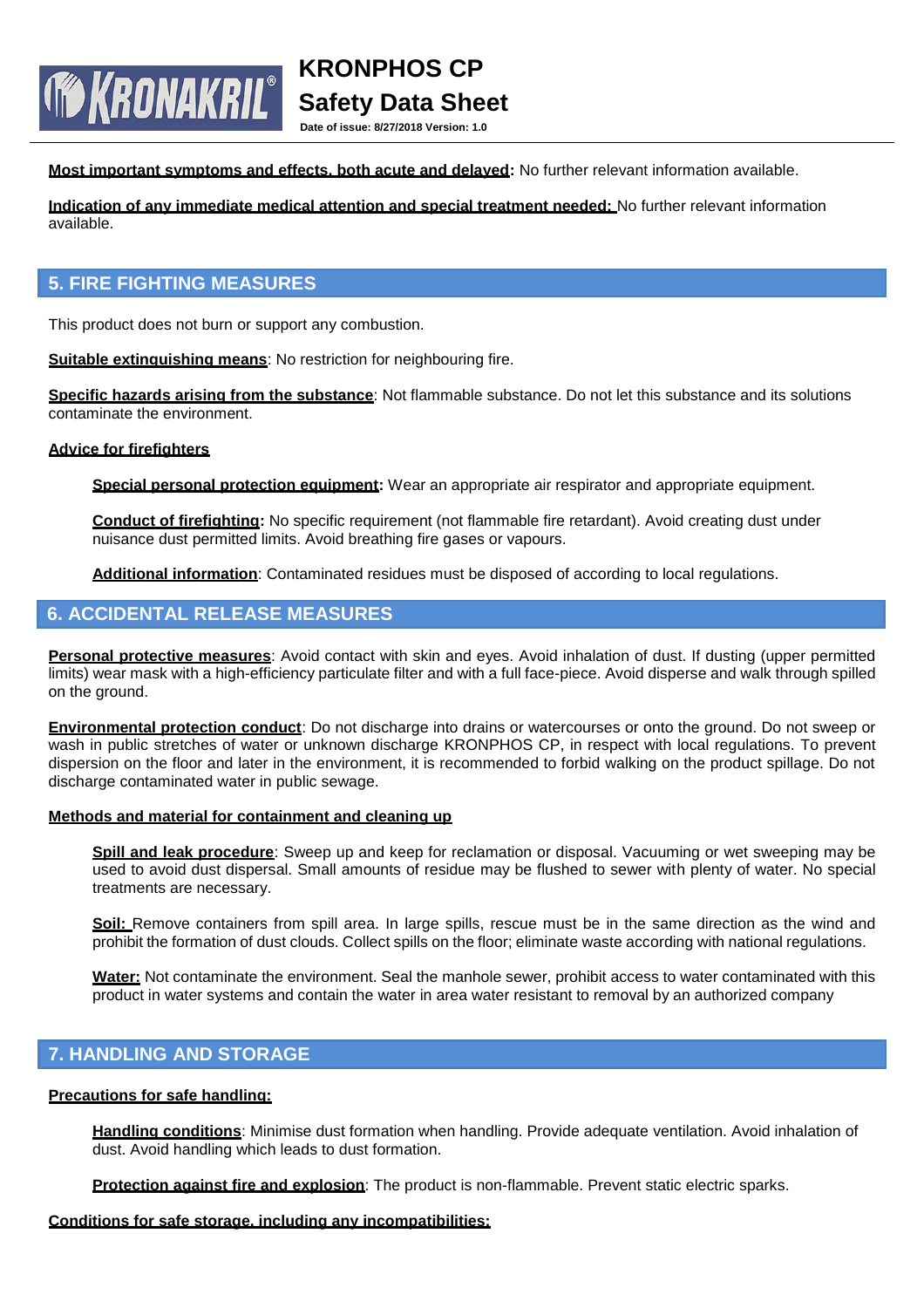**Most important symptoms and effects, both acute and delayed:** No further relevant information available.

**Indication of any immediate medical attention and special treatment needed:** No further relevant information available.

## 5. FIRE FIGHTING MEASURES

This product does not burn or support any combustion.

**Suitable extinguishing means**: No restriction for neighbouring fire.

**Specific hazards arising from the substance**: Not flammable substance. Do not let this substance and its solutions contaminate the environment.

**Advice for firefighters**

**Special personal protection equipment:** Wear an appropriate air respirator and appropriate equipment.

**Conduct of firefighting:** No specific requirement (not flammable fire retardant). Avoid creating dust under nuisance dust permitted limits. Avoid breathing fire gases or vapours.

**Additional information**: Contaminated residues must be disposed of according to local regulations.

## 6. ACCIDENTAL RELEASE MEASURES

**Personal protective measures**: Avoid contact with skin and eyes. Avoid inhalation of dust. If dusting (upper permitted limits) wear mask with a high-efficiency particulate filter and with a full face-piece. Avoid disperse and walk through spilled on the ground.

**Environmental protection conduct**: Do not discharge into drains or watercourses or onto the ground. Do not sweep or wash in public stretches of water or unknown discharge KRONPHOS CP, in respect with local regulations. To prevent dispersion on the floor and later in the environment, it is recommended to forbid walking on the product spillage. Do not discharge contaminated water in public sewage.

**Methods and material for containment and cleaning up**

**Spill and leak procedure**: Sweep up and keep for reclamation or disposal. Vacuuming or wet sweeping may be used to avoid dust dispersal. Small amounts of residue may be flushed to sewer with plenty of water. No special treatments are necessary.

**Soil:** Remove containers from spill area. In large spills, rescue must be in the same direction as the wind and prohibit the formation of dust clouds. Collect spills on the floor; eliminate waste according with national regulations.

**Water:** Not contaminate the environment. Seal the manhole sewer, prohibit access to water contaminated with this product in water systems and contain the water in area water resistant to removal by an authorized company

## 7. HANDLING AND STORAGE

**Precautions for safe handling:**

**Handling conditions**: Minimise dust formation when handling. Provide adequate ventilation. Avoid inhalation of dust. Avoid handling which leads to dust formation.

**Protection against fire and explosion**: The product is non-flammable. Prevent static electric sparks.

**Conditions for safe storage, including any incompatibilities:**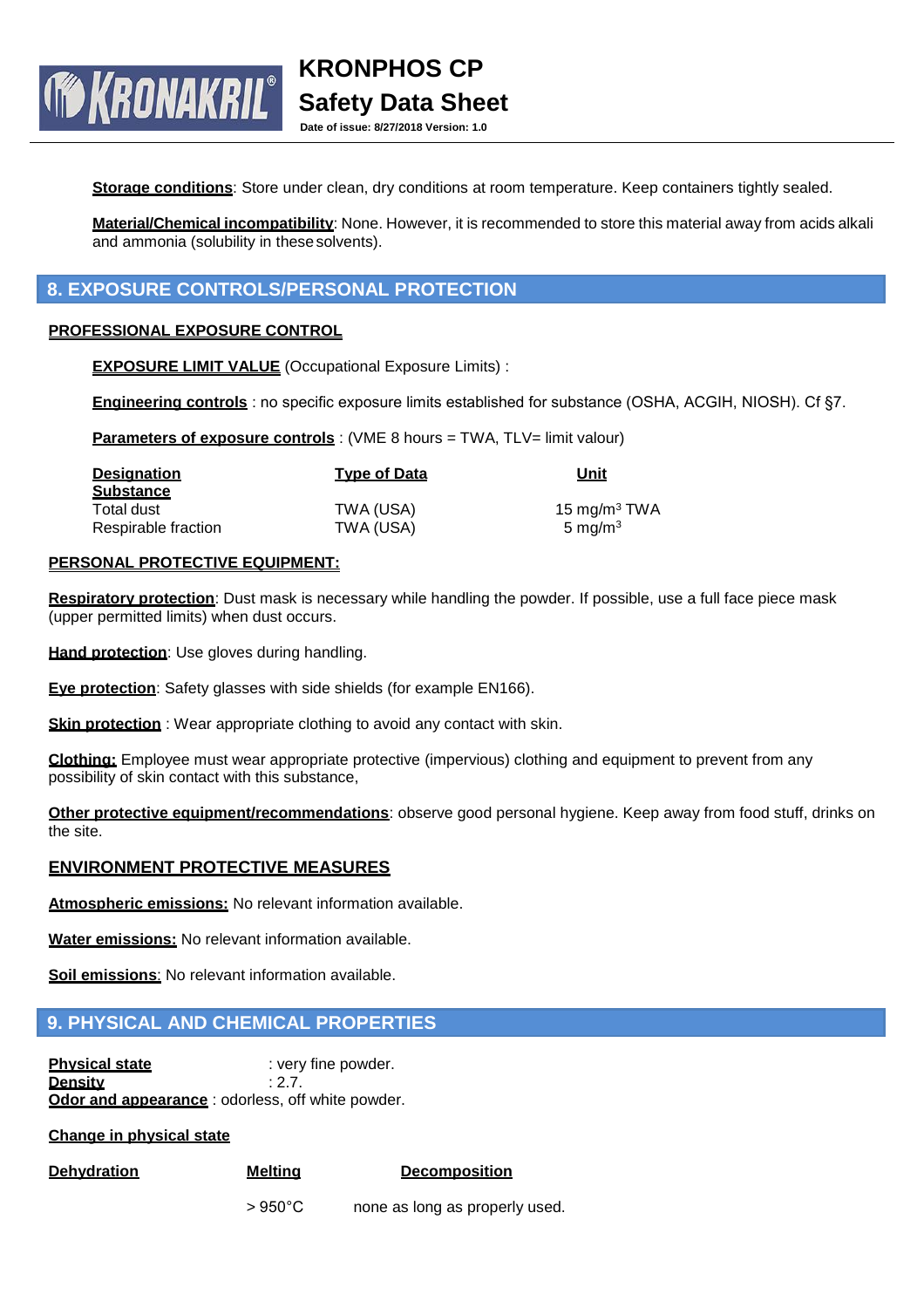**Storage conditions**: Store under clean, dry conditions at room temperature. Keep containers tightly sealed.

**Material/Chemical incompatibility**: None. However, it is recommended to store this material away from acids alkali and ammonia (solubility in these solvents).

## 8. EXPOSURE CONTROLS/PERSONAL PROTECTION

### PROFESSIONAL EXPOSURE CONTROL

**EXPOSURE LIMIT VALUE** (Occupational Exposure Limits) :

**Engineering controls** : no specific exposure limits established for substance (OSHA, ACGIH, NIOSH). Cf §7.

**Parameters of exposure controls** : (VME 8 hours = TWA, TLV= limit valour)

| Designation Substance | Type of Data | Unit |
|---|---|---|
| Total dust | TWA (USA) | 15 mg/m$^3$ TWA |
| Respirable fraction | TWA (USA) | 5 mg/m$^3$ |

### PERSONAL PROTECTIVE EQUIPMENT:

**Respiratory protection**: Dust mask is necessary while handling the powder. If possible, use a full face piece mask (upper permitted limits) when dust occurs.

**Hand protection**: Use gloves during handling.

**Eye protection**: Safety glasses with side shields (for example EN166).

**Skin protection** : Wear appropriate clothing to avoid any contact with skin.

**Clothing:** Employee must wear appropriate protective (impervious) clothing and equipment to prevent from any possibility of skin contact with this substance,

**Other protective equipment/recommendations**: observe good personal hygiene. Keep away from food stuff, drinks on the site.

### ENVIRONMENT PROTECTIVE MEASURES

**Atmospheric emissions:** No relevant information available.

**Water emissions:** No relevant information available.

**Soil emissions**: No relevant information available.

## 9. PHYSICAL AND CHEMICAL PROPERTIES

**Physical state** : very fine powder.
**Density** : 2.7.
**Odor and appearance** : odorless, off white powder.

**Change in physical state**

| Dehydration | Melting | Decomposition |
|---|---|---|
| | > 950°C | none as long as properly used. |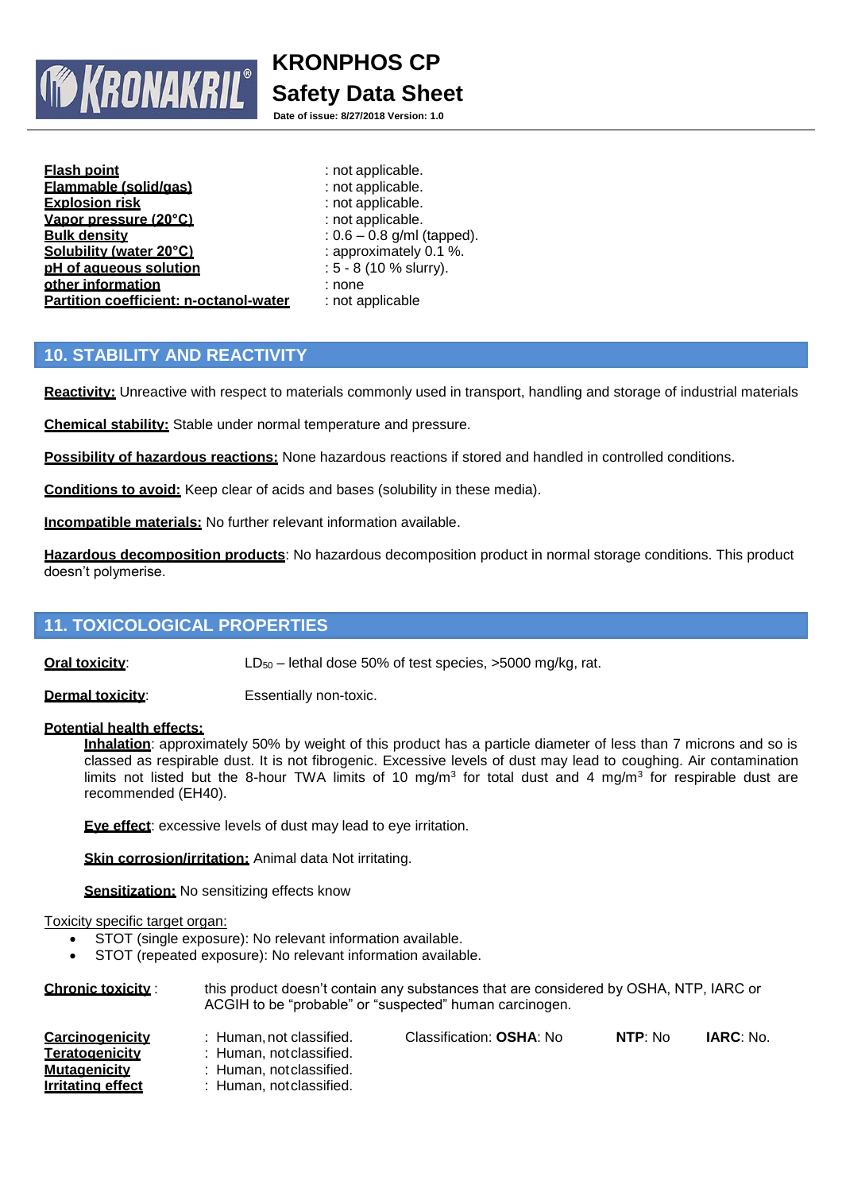**Flash point** : not applicable.
**Flammable (solid/gas)** : not applicable.
**Explosion risk** : not applicable.
**Vapor pressure (20°C)** : not applicable.
**Bulk density** : 0.6 – 0.8 g/ml (tapped).
**Solubility (water 20°C)** : approximately 0.1 %.
**pH of aqueous solution** : 5 - 8 (10 % slurry).
**other information** : none
**Partition coefficient: n-octanol-water** : not applicable

## 10. STABILITY AND REACTIVITY

**Reactivity:** Unreactive with respect to materials commonly used in transport, handling and storage of industrial materials

**Chemical stability:** Stable under normal temperature and pressure.

**Possibility of hazardous reactions:** None hazardous reactions if stored and handled in controlled conditions.

**Conditions to avoid:** Keep clear of acids and bases (solubility in these media).

**Incompatible materials:** No further relevant information available.

**Hazardous decomposition products**: No hazardous decomposition product in normal storage conditions. This product doesn't polymerise.

## 11. TOXICOLOGICAL PROPERTIES

**Oral toxicity**: $LD_{50}$ – lethal dose 50% of test species, >5000 mg/kg, rat.

**Dermal toxicity**: Essentially non-toxic.

**Potential health effects:**

**Inhalation**: approximately 50% by weight of this product has a particle diameter of less than 7 microns and so is classed as respirable dust. It is not fibrogenic. Excessive levels of dust may lead to coughing. Air contamination limits not listed but the 8-hour TWA limits of 10 mg/m$^3$ for total dust and 4 mg/m$^3$ for respirable dust are recommended (EH40).

**Eye effect**: excessive levels of dust may lead to eye irritation.

**Skin corrosion/irritation:** Animal data Not irritating.

**Sensitization:** No sensitizing effects know

Toxicity specific target organ:

- STOT (single exposure): No relevant information available.
- STOT (repeated exposure): No relevant information available.

**Chronic toxicity** : this product doesn't contain any substances that are considered by OSHA, NTP, IARC or ACGIH to be "probable" or "suspected" human carcinogen.

**Carcinogenicity** : Human, not classified. Classification: **OSHA**: No **NTP**: No **IARC**: No.
**Teratogenicity** : Human, notclassified.
**Mutagenicity** : Human, notclassified.
**Irritating effect** : Human, notclassified.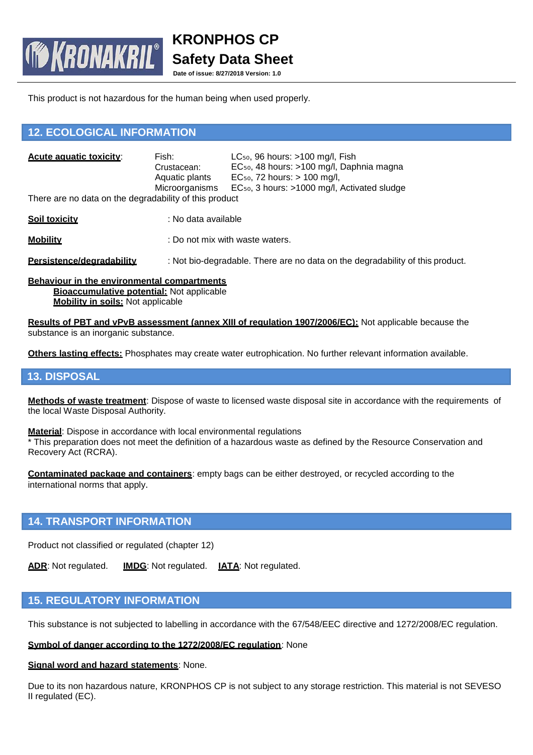This product is not hazardous for the human being when used properly.

## 12. ECOLOGICAL INFORMATION

**Acute aquatic toxicity**:

| | |
|---|---|
| Fish: | $LC_{50}$, 96 hours: >100 mg/l, Fish |
| Crustacean: | $EC_{50}$, 48 hours: >100 mg/l, Daphnia magna |
| Aquatic plants | $EC_{50}$, 72 hours: > 100 mg/l, |
| Microorganisms | $EC_{50}$, 3 hours: >1000 mg/l, Activated sludge |

There are no data on the degradability of this product

**Soil toxicity** : No data available

**Mobility** : Do not mix with waste waters.

**Persistence/degradability** : Not bio-degradable. There are no data on the degradability of this product.

**Behaviour in the environmental compartments**

**Bioaccumulative potential:** Not applicable

**Mobility in soils:** Not applicable

**Results of PBT and vPvB assessment (annex XIII of regulation 1907/2006/EC):** Not applicable because the substance is an inorganic substance.

**Others lasting effects:** Phosphates may create water eutrophication. No further relevant information available.

## 13. DISPOSAL

**Methods of waste treatment**: Dispose of waste to licensed waste disposal site in accordance with the requirements of the local Waste Disposal Authority.

**Material**: Dispose in accordance with local environmental regulations
* This preparation does not meet the definition of a hazardous waste as defined by the Resource Conservation and Recovery Act (RCRA).

**Contaminated package and containers**: empty bags can be either destroyed, or recycled according to the international norms that apply.

## 14. TRANSPORT INFORMATION

Product not classified or regulated (chapter 12)

**ADR**: Not regulated. **IMDG**: Not regulated. **IATA**: Not regulated.

## 15. REGULATORY INFORMATION

This substance is not subjected to labelling in accordance with the 67/548/EEC directive and 1272/2008/EC regulation.

**Symbol of danger according to the 1272/2008/EC regulation**: None

**Signal word and hazard statements**: None.

Due to its non hazardous nature, KRONPHOS CP is not subject to any storage restriction. This material is not SEVESO II regulated (EC).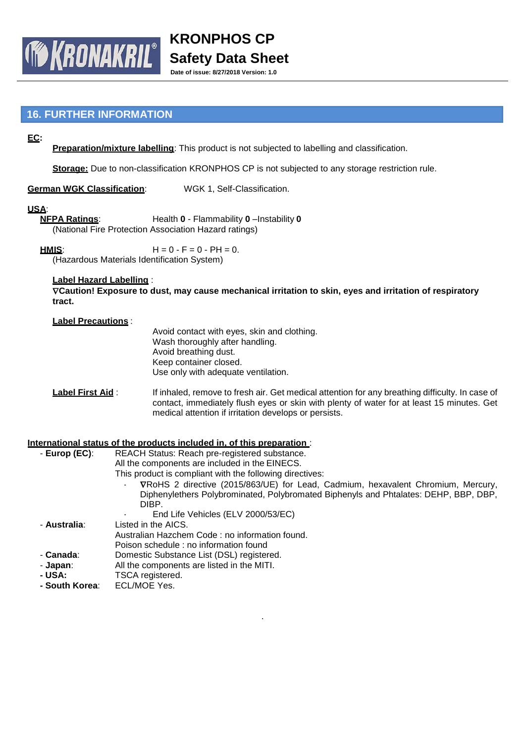## 16. FURTHER INFORMATION

**EC:**

**Preparation/mixture labelling**: This product is not subjected to labelling and classification.

**Storage:** Due to non-classification KRONPHOS CP is not subjected to any storage restriction rule.

**German WGK Classification**: WGK 1, Self-Classification.

**USA**:

**NFPA Ratings**: Health **0** - Flammability **0** –Instability **0**
(National Fire Protection Association Hazard ratings)

**HMIS**: H = 0 - F = 0 - PH = 0.
(Hazardous Materials Identification System)

**Label Hazard Labelling** :
**∇Caution! Exposure to dust, may cause mechanical irritation to skin, eyes and irritation of respiratory tract.**

**Label Precautions** :

Avoid contact with eyes, skin and clothing.
Wash thoroughly after handling.
Avoid breathing dust.
Keep container closed.
Use only with adequate ventilation.

**Label First Aid** : If inhaled, remove to fresh air. Get medical attention for any breathing difficulty. In case of contact, immediately flush eyes or skin with plenty of water for at least 15 minutes. Get medical attention if irritation develops or persists.

**International status of the products included in, of this preparation** :

- **Europ (EC)**: REACH Status: Reach pre-registered substance.
  All the components are included in the EINECS.
  This product is compliant with the following directives:
  - ∇RoHS 2 directive (2015/863/UE) for Lead, Cadmium, hexavalent Chromium, Mercury, Diphenylethers Polybrominated, Polybromated Biphenyls and Phtalates: DEHP, BBP, DBP, DIBP.
  - End Life Vehicles (ELV 2000/53/EC)
- **Australia**: Listed in the AICS.
  Australian Hazchem Code : no information found.
  Poison schedule : no information found
- **Canada**: Domestic Substance List (DSL) registered.
- **Japan**: All the components are listed in the MITI.
- **USA:** TSCA registered.
- **South Korea**: ECL/MOE Yes.